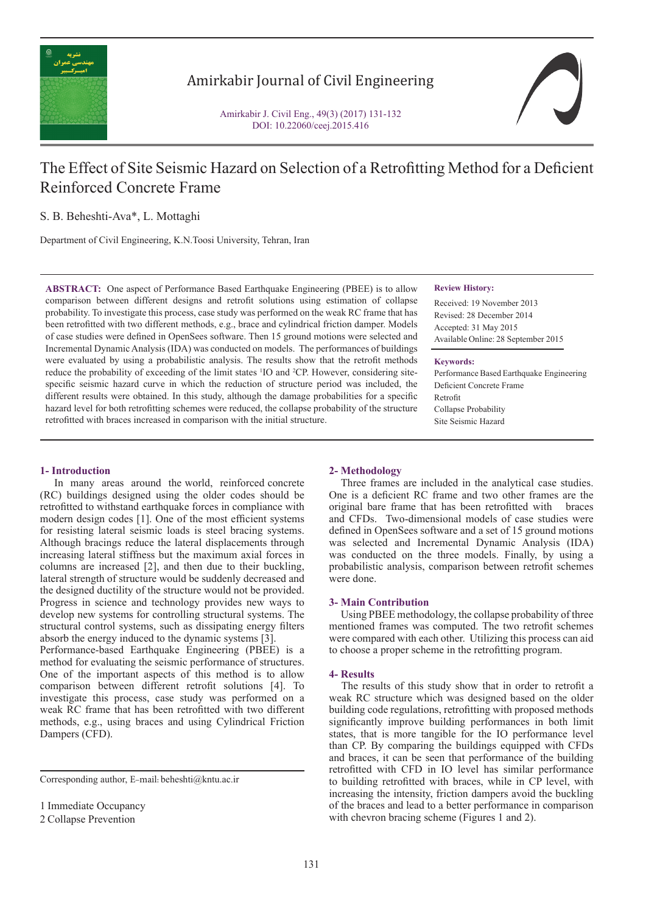# The Effect of Site Seismic Hazard on Selection of a Retrofitting Method for a Deficient Reinforced Concrete Frame

S. B. Beheshti-Ava*, L. Mottaghi

Department of Civil Engineering, K.N.Toosi University, Tehran, Iran

**ABSTRACT:** One aspect of Performance Based Earthquake Engineering (PBEE) is to allow comparison between different designs and retrofit solutions using estimation of collapse probability. To investigate this process, case study was performed on the weak RC frame that has been retrofitted with two different methods, e.g., brace and cylindrical friction damper. Models of case studies were defined in OpenSees software. Then 15 ground motions were selected and Incremental Dynamic Analysis (IDA) was conducted on models. The performances of buildings were evaluated by using a probabilistic analysis. The results show that the retrofit methods reduce the probability of exceeding of the limit states [1]IO and [2]CP. However, considering site-specific seismic hazard curve in which the reduction of structure period was included, the different results were obtained. In this study, although the damage probabilities for a specific hazard level for both retrofitting schemes were reduced, the collapse probability of the structure retrofitted with braces increased in comparison with the initial structure.

**Review History:**

Received: 19 November 2013
Revised: 28 December 2014
Accepted: 31 May 2015
Available Online: 28 September 2015

**Keywords:**

Performance Based Earthquake Engineering
Deficient Concrete Frame
Retrofit
Collapse Probability
Site Seismic Hazard

## 1- Introduction

In many areas around the world, reinforced concrete (RC) buildings designed using the older codes should be retrofitted to withstand earthquake forces in compliance with modern design codes [1]. One of the most efficient systems for resisting lateral seismic loads is steel bracing systems. Although bracings reduce the lateral displacements through increasing lateral stiffness but the maximum axial forces in columns are increased [2], and then due to their buckling, lateral strength of structure would be suddenly decreased and the designed ductility of the structure would not be provided. Progress in science and technology provides new ways to develop new systems for controlling structural systems. The structural control systems, such as dissipating energy filters absorb the energy induced to the dynamic systems [3].
Performance-based Earthquake Engineering (PBEE) is a method for evaluating the seismic performance of structures. One of the important aspects of this method is to allow comparison between different retrofit solutions [4]. To investigate this process, case study was performed on a weak RC frame that has been retrofitted with two different methods, e.g., using braces and using Cylindrical Friction Dampers (CFD).

Corresponding author, E-mail: beheshti@kntu.ac.ir

1 Immediate Occupancy
2 Collapse Prevention

## 2- Methodology

Three frames are included in the analytical case studies. One is a deficient RC frame and two other frames are the original bare frame that has been retrofitted with braces and CFDs. Two-dimensional models of case studies were defined in OpenSees software and a set of 15 ground motions was selected and Incremental Dynamic Analysis (IDA) was conducted on the three models. Finally, by using a probabilistic analysis, comparison between retrofit schemes were done.

## 3- Main Contribution

Using PBEE methodology, the collapse probability of three mentioned frames was computed. The two retrofit schemes were compared with each other. Utilizing this process can aid to choose a proper scheme in the retrofitting program.

## 4- Results

The results of this study show that in order to retrofit a weak RC structure which was designed based on the older building code regulations, retrofitting with proposed methods significantly improve building performances in both limit states, that is more tangible for the IO performance level than CP. By comparing the buildings equipped with CFDs and braces, it can be seen that performance of the building retrofitted with CFD in IO level has similar performance to building retrofitted with braces, while in CP level, with increasing the intensity, friction dampers avoid the buckling of the braces and lead to a better performance in comparison with chevron bracing scheme (Figures 1 and 2).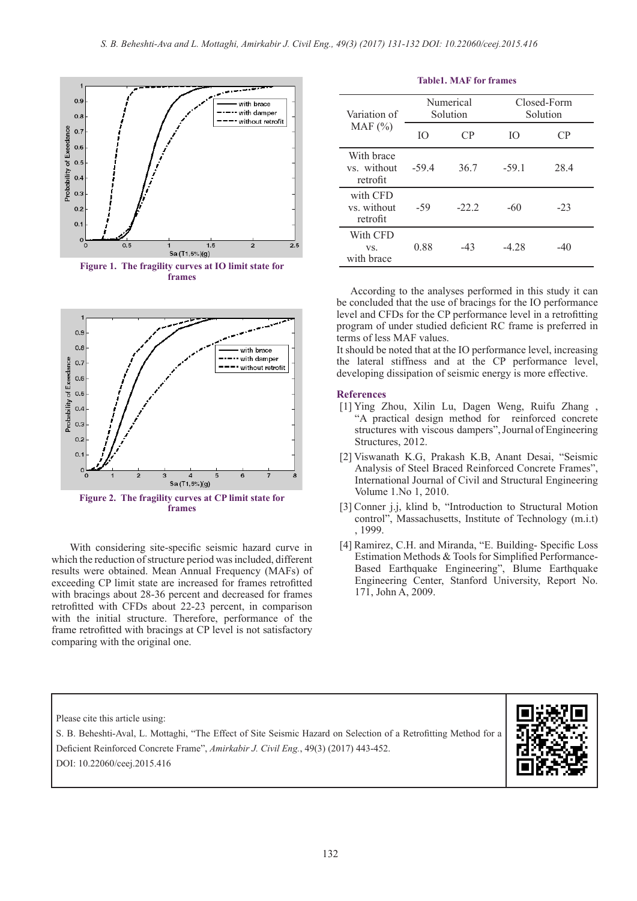1

0.9

0.8

0.7

0.6

0.5

0.4

0.3

0.2

0.1

0

Probability of Exeedance

0 0.5 1 1.5 2 2.5

Sa (T1,5%)(g)

with brace
with damper
without retrofit

**Figure 1. The fragility curves at IO limit state for frames**

1

0.9

0.8

0.7

0.6

0.5

0.4

0.3

0.2

0.1

0

Probability of Exeedance

0 1 2 3 4 5 6 7 8

Sa (T1,5%)(g)

with brace
with damper
without retrofit

**Figure 2. The fragility curves at CP limit state for frames**

With considering site-specific seismic hazard curve in which the reduction of structure period was included, different results were obtained. Mean Annual Frequency (MAFs) of exceeding CP limit state are increased for frames retrofitted with bracings about 28-36 percent and decreased for frames retrofitted with CFDs about 22-23 percent, in comparison with the initial structure. Therefore, performance of the frame retrofitted with bracings at CP level is not satisfactory comparing with the original one.

**Table1. MAF for frames**

| Variation of MAF (%) | Numerical Solution | | Closed-Form Solution | |
|---|---|---|---|---|
| | IO | CP | IO | CP |
| With brace vs. without retrofit | -59.4 | 36.7 | -59.1 | 28.4 |
| with CFD vs. without retrofit | -59 | -22.2 | -60 | -23 |
| With CFD vs. with brace | 0.88 | -43 | -4.28 | -40 |

According to the analyses performed in this study it can be concluded that the use of bracings for the IO performance level and CFDs for the CP performance level in a retrofitting program of under studied deficient RC frame is preferred in terms of less MAF values.

It should be noted that at the IO performance level, increasing the lateral stiffness and at the CP performance level, developing dissipation of seismic energy is more effective.

## References

[1] Ying Zhou, Xilin Lu, Dagen Weng, Ruifu Zhang , "A practical design method for reinforced concrete structures with viscous dampers", Journal of Engineering Structures, 2012.

[2] Viswanath K.G, Prakash K.B, Anant Desai, "Seismic Analysis of Steel Braced Reinforced Concrete Frames", International Journal of Civil and Structural Engineering Volume 1.No 1, 2010.

[3] Conner j.j, klind b, "Introduction to Structural Motion control", Massachusetts, Institute of Technology (m.i.t) , 1999.

[4] Ramirez, C.H. and Miranda, "E. Building- Specific Loss Estimation Methods & Tools for Simplified Performance-Based Earthquake Engineering", Blume Earthquake Engineering Center, Stanford University, Report No. 171, John A, 2009.

Please cite this article using:

S. B. Beheshti-Aval, L. Mottaghi, "The Effect of Site Seismic Hazard on Selection of a Retrofitting Method for a Deficient Reinforced Concrete Frame", *Amirkabir J. Civil Eng.*, 49(3) (2017) 443-452.

DOI: 10.22060/ceej.2015.416